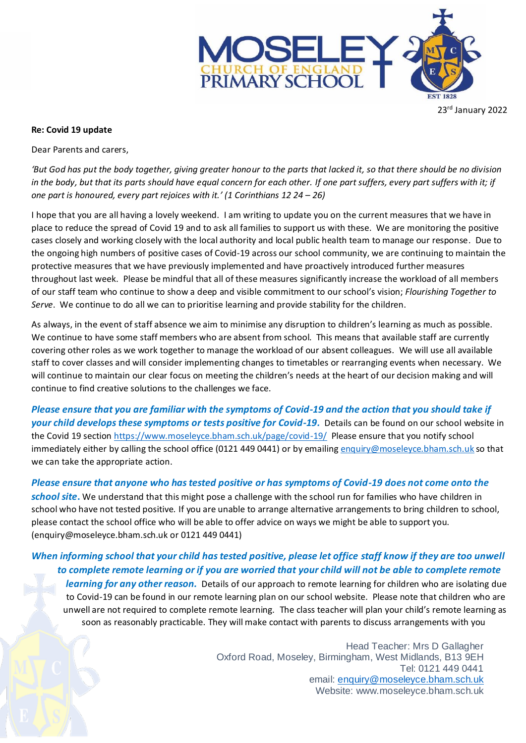23rd January 2022

**Re: Covid 19 update**

Dear Parents and carers,

*'But God has put the body together, giving greater honour to the parts that lacked it, so that there should be no division in the body, but that its parts should have equal concern for each other. If one part suffers, every part suffers with it; if one part is honoured, every part rejoices with it.' (1 Corinthians 12 24 – 26)*

I hope that you are all having a lovely weekend. I am writing to update you on the current measures that we have in place to reduce the spread of Covid 19 and to ask all families to support us with these. We are monitoring the positive cases closely and working closely with the local authority and local public health team to manage our response. Due to the ongoing high numbers of positive cases of Covid-19 across our school community, we are continuing to maintain the protective measures that we have previously implemented and have proactively introduced further measures throughout last week. Please be mindful that all of these measures significantly increase the workload of all members of our staff team who continue to show a deep and visible commitment to our school's vision; *Flourishing Together to Serve*. We continue to do all we can to prioritise learning and provide stability for the children.

As always, in the event of staff absence we aim to minimise any disruption to children's learning as much as possible. We continue to have some staff members who are absent from school. This means that available staff are currently covering other roles as we work together to manage the workload of our absent colleagues. We will use all available staff to cover classes and will consider implementing changes to timetables or rearranging events when necessary. We will continue to maintain our clear focus on meeting the children's needs at the heart of our decision making and will continue to find creative solutions to the challenges we face.

***Please ensure that you are familiar with the symptoms of Covid-19 and the action that you should take if your child develops these symptoms or tests positive for Covid-19.*** Details can be found on our school website in the Covid 19 section https://www.moseleyce.bham.sch.uk/page/covid-19/ Please ensure that you notify school immediately either by calling the school office (0121 449 0441) or by emailing enquiry@moseleyce.bham.sch.uk so that we can take the appropriate action.

***Please ensure that anyone who has tested positive or has symptoms of Covid-19 does not come onto the school site.*** We understand that this might pose a challenge with the school run for families who have children in school who have not tested positive. If you are unable to arrange alternative arrangements to bring children to school, please contact the school office who will be able to offer advice on ways we might be able to support you. (enquiry@moseleyce.bham.sch.uk or 0121 449 0441)

***When informing school that your child has tested positive, please let office staff know if they are too unwell to complete remote learning or if you are worried that your child will not be able to complete remote learning for any other reason.*** Details of our approach to remote learning for children who are isolating due to Covid-19 can be found in our remote learning plan on our school website. Please note that children who are unwell are not required to complete remote learning. The class teacher will plan your child's remote learning as soon as reasonably practicable. They will make contact with parents to discuss arrangements with you

Head Teacher: Mrs D Gallagher
Oxford Road, Moseley, Birmingham, West Midlands, B13 9EH
Tel: 0121 449 0441
email: enquiry@moseleyce.bham.sch.uk
Website: www.moseleyce.bham.sch.uk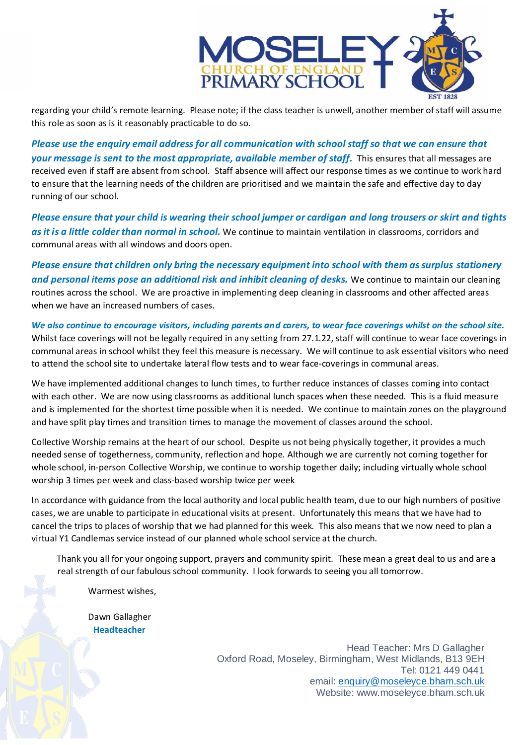regarding your child's remote learning. Please note; if the class teacher is unwell, another member of staff will assume this role as soon as is it reasonably practicable to do so.

***Please use the enquiry email address for all communication with school staff so that we can ensure that your message is sent to the most appropriate, available member of staff.*** This ensures that all messages are received even if staff are absent from school. Staff absence will affect our response times as we continue to work hard to ensure that the learning needs of the children are prioritised and we maintain the safe and effective day to day running of our school.

***Please ensure that your child is wearing their school jumper or cardigan and long trousers or skirt and tights as it is a little colder than normal in school.*** We continue to maintain ventilation in classrooms, corridors and communal areas with all windows and doors open.

***Please ensure that children only bring the necessary equipment into school with them as surplus stationery and personal items pose an additional risk and inhibit cleaning of desks.*** We continue to maintain our cleaning routines across the school. We are proactive in implementing deep cleaning in classrooms and other affected areas when we have an increased numbers of cases.

***We also continue to encourage visitors, including parents and carers, to wear face coverings whilst on the school site.*** Whilst face coverings will not be legally required in any setting from 27.1.22, staff will continue to wear face coverings in communal areas in school whilst they feel this measure is necessary. We will continue to ask essential visitors who need to attend the school site to undertake lateral flow tests and to wear face-coverings in communal areas.

We have implemented additional changes to lunch times, to further reduce instances of classes coming into contact with each other. We are now using classrooms as additional lunch spaces when these needed. This is a fluid measure and is implemented for the shortest time possible when it is needed. We continue to maintain zones on the playground and have split play times and transition times to manage the movement of classes around the school.

Collective Worship remains at the heart of our school. Despite us not being physically together, it provides a much needed sense of togetherness, community, reflection and hope. Although we are currently not coming together for whole school, in-person Collective Worship, we continue to worship together daily; including virtually whole school worship 3 times per week and class-based worship twice per week

In accordance with guidance from the local authority and local public health team, due to our high numbers of positive cases, we are unable to participate in educational visits at present. Unfortunately this means that we have had to cancel the trips to places of worship that we had planned for this week. This also means that we now need to plan a virtual Y1 Candlemas service instead of our planned whole school service at the church.

Thank you all for your ongoing support, prayers and community spirit. These mean a great deal to us and are a real strength of our fabulous school community. I look forwards to seeing you all tomorrow.

Warmest wishes,

Dawn Gallagher
**Headteacher**

Head Teacher: Mrs D Gallagher
Oxford Road, Moseley, Birmingham, West Midlands, B13 9EH
Tel: 0121 449 0441
email: enquiry@moseleyce.bham.sch.uk
Website: www.moseleyce.bham.sch.uk